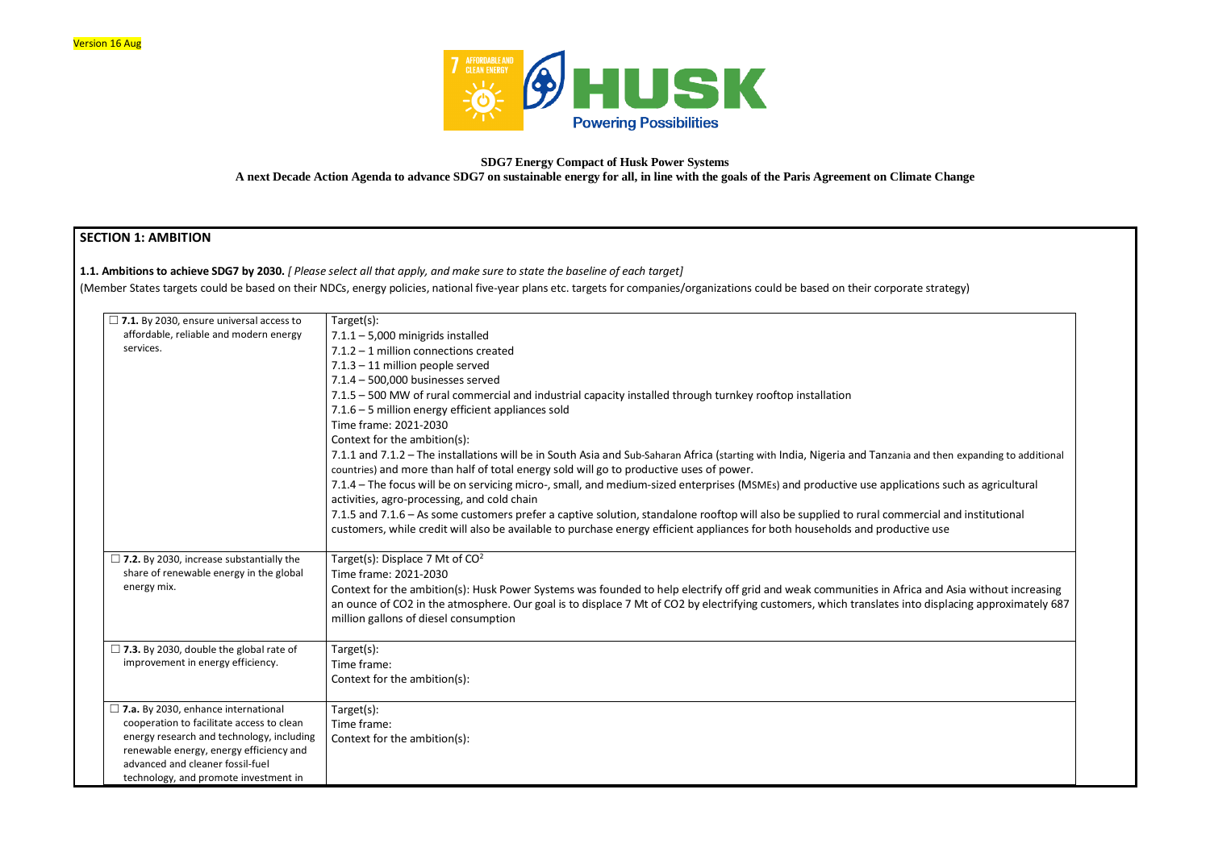Version 16 Aug

**SDG7 Energy Compact of Husk Power Systems**

**A next Decade Action Agenda to advance SDG7 on sustainable energy for all, in line with the goals of the Paris Agreement on Climate Change**

## SECTION 1: AMBITION

**1.1. Ambitions to achieve SDG7 by 2030.** *[ Please select all that apply, and make sure to state the baseline of each target]*

(Member States targets could be based on their NDCs, energy policies, national five-year plans etc. targets for companies/organizations could be based on their corporate strategy)

| | |
|---|---|
| ☐ **7.1.** By 2030, ensure universal access to affordable, reliable and modern energy services. | Target(s):<br>7.1.1 – 5,000 minigrids installed<br>7.1.2 – 1 million connections created<br>7.1.3 – 11 million people served<br>7.1.4 – 500,000 businesses served<br>7.1.5 – 500 MW of rural commercial and industrial capacity installed through turnkey rooftop installation<br>7.1.6 – 5 million energy efficient appliances sold<br>Time frame: 2021-2030<br>Context for the ambition(s):<br>7.1.1 and 7.1.2 – The installations will be in South Asia and Sub-Saharan Africa (starting with India, Nigeria and Tanzania and then expanding to additional countries) and more than half of total energy sold will go to productive uses of power.<br>7.1.4 – The focus will be on servicing micro-, small, and medium-sized enterprises (MSMEs) and productive use applications such as agricultural activities, agro-processing, and cold chain<br>7.1.5 and 7.1.6 – As some customers prefer a captive solution, standalone rooftop will also be supplied to rural commercial and institutional customers, while credit will also be available to purchase energy efficient appliances for both households and productive use |
| ☐ **7.2.** By 2030, increase substantially the share of renewable energy in the global energy mix. | Target(s): Displace 7 Mt of $CO^2$<br>Time frame: 2021-2030<br>Context for the ambition(s): Husk Power Systems was founded to help electrify off grid and weak communities in Africa and Asia without increasing an ounce of $CO_2$ in the atmosphere. Our goal is to displace 7 Mt of $CO_2$ by electrifying customers, which translates into displacing approximately 687 million gallons of diesel consumption |
| ☐ **7.3.** By 2030, double the global rate of improvement in energy efficiency. | Target(s):<br>Time frame:<br>Context for the ambition(s): |
| ☐ **7.a.** By 2030, enhance international cooperation to facilitate access to clean energy research and technology, including renewable energy, energy efficiency and advanced and cleaner fossil-fuel technology, and promote investment in | Target(s):<br>Time frame:<br>Context for the ambition(s): |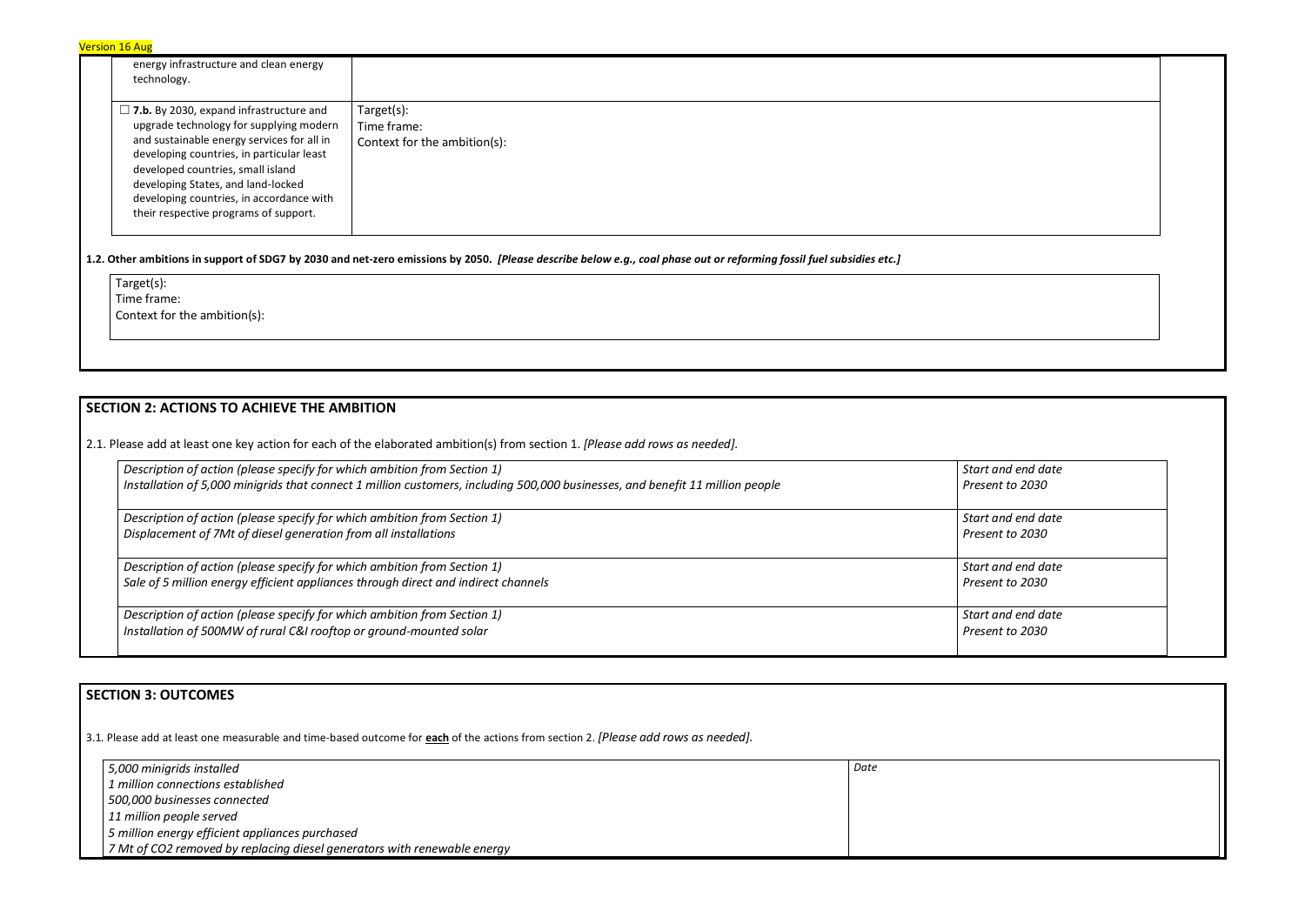Version 16 Aug

| | |
|---|---|
| energy infrastructure and clean energy technology. | |
| ☐ **7.b.** By 2030, expand infrastructure and upgrade technology for supplying modern and sustainable energy services for all in developing countries, in particular least developed countries, small island developing States, and land-locked developing countries, in accordance with their respective programs of support. | Target(s):<br>Time frame:<br>Context for the ambition(s): |

**1.2. Other ambitions in support of SDG7 by 2030 and net-zero emissions by 2050.** ***[Please describe below e.g., coal phase out or reforming fossil fuel subsidies etc.]***

Target(s):
Time frame:
Context for the ambition(s):

## SECTION 2: ACTIONS TO ACHIEVE THE AMBITION

2.1. Please add at least one key action for each of the elaborated ambition(s) from section 1. *[Please add rows as needed].*

| Description of action (please specify for which ambition from Section 1) | Start and end date |
|---|---|
| *Installation of 5,000 minigrids that connect 1 million customers, including 500,000 businesses, and benefit 11 million people* | *Present to 2030* |
| *Displacement of 7Mt of diesel generation from all installations* | *Present to 2030* |
| *Sale of 5 million energy efficient appliances through direct and indirect channels* | *Present to 2030* |
| *Installation of 500MW of rural C&I rooftop or ground-mounted solar* | *Present to 2030* |

## SECTION 3: OUTCOMES

3.1. Please add at least one measurable and time-based outcome for **each** of the actions from section 2. *[Please add rows as needed].*

| Outcome | *Date* |
|---|---|
| *5,000 minigrids installed*<br>*1 million connections established*<br>*500,000 businesses connected*<br>*11 million people served*<br>*5 million energy efficient appliances purchased*<br>*7 Mt of $CO_2$ removed by replacing diesel generators with renewable energy* | |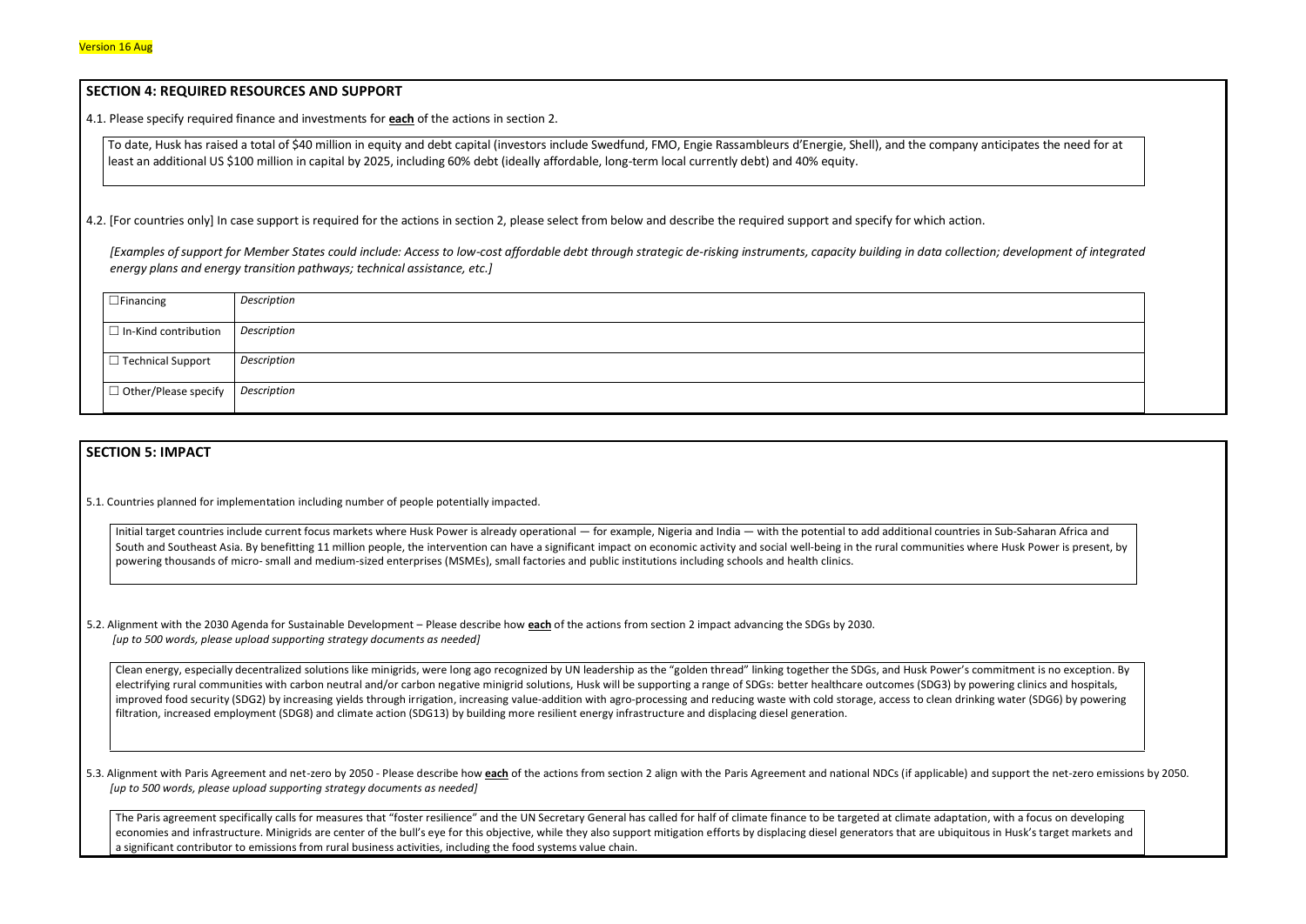Version 16 Aug

## SECTION 4: REQUIRED RESOURCES AND SUPPORT

4.1. Please specify required finance and investments for **each** of the actions in section 2.

To date, Husk has raised a total of $40 million in equity and debt capital (investors include Swedfund, FMO, Engie Rassambleurs d'Energie, Shell), and the company anticipates the need for at least an additional US $100 million in capital by 2025, including 60% debt (ideally affordable, long-term local currently debt) and 40% equity.

4.2. [For countries only] In case support is required for the actions in section 2, please select from below and describe the required support and specify for which action.

*[Examples of support for Member States could include: Access to low-cost affordable debt through strategic de-risking instruments, capacity building in data collection; development of integrated energy plans and energy transition pathways; technical assistance, etc.]*

| | |
|---|---|
| ☐ Financing | *Description* |
| ☐ In-Kind contribution | *Description* |
| ☐ Technical Support | *Description* |
| ☐ Other/Please specify | *Description* |

## SECTION 5: IMPACT

5.1. Countries planned for implementation including number of people potentially impacted.

Initial target countries include current focus markets where Husk Power is already operational — for example, Nigeria and India — with the potential to add additional countries in Sub-Saharan Africa and South and Southeast Asia. By benefitting 11 million people, the intervention can have a significant impact on economic activity and social well-being in the rural communities where Husk Power is present, by powering thousands of micro- small and medium-sized enterprises (MSMEs), small factories and public institutions including schools and health clinics.

5.2. Alignment with the 2030 Agenda for Sustainable Development – Please describe how **each** of the actions from section 2 impact advancing the SDGs by 2030.
*[up to 500 words, please upload supporting strategy documents as needed]*

Clean energy, especially decentralized solutions like minigrids, were long ago recognized by UN leadership as the "golden thread" linking together the SDGs, and Husk Power's commitment is no exception. By electrifying rural communities with carbon neutral and/or carbon negative minigrid solutions, Husk will be supporting a range of SDGs: better healthcare outcomes (SDG3) by powering clinics and hospitals, improved food security (SDG2) by increasing yields through irrigation, increasing value-addition with agro-processing and reducing waste with cold storage, access to clean drinking water (SDG6) by powering filtration, increased employment (SDG8) and climate action (SDG13) by building more resilient energy infrastructure and displacing diesel generation.

5.3. Alignment with Paris Agreement and net-zero by 2050 - Please describe how **each** of the actions from section 2 align with the Paris Agreement and national NDCs (if applicable) and support the net-zero emissions by 2050.
*[up to 500 words, please upload supporting strategy documents as needed]*

The Paris agreement specifically calls for measures that "foster resilience" and the UN Secretary General has called for half of climate finance to be targeted at climate adaptation, with a focus on developing economies and infrastructure. Minigrids are center of the bull's eye for this objective, while they also support mitigation efforts by displacing diesel generators that are ubiquitous in Husk's target markets and a significant contributor to emissions from rural business activities, including the food systems value chain.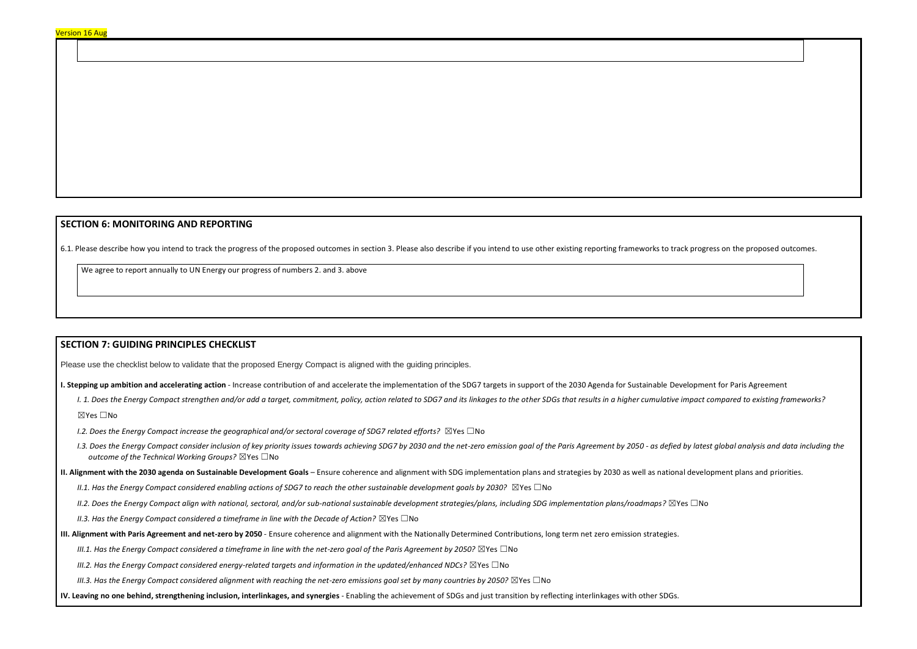Version 16 Aug

## SECTION 6: MONITORING AND REPORTING

6.1. Please describe how you intend to track the progress of the proposed outcomes in section 3. Please also describe if you intend to use other existing reporting frameworks to track progress on the proposed outcomes.

We agree to report annually to UN Energy our progress of numbers 2. and 3. above

## SECTION 7: GUIDING PRINCIPLES CHECKLIST

Please use the checklist below to validate that the proposed Energy Compact is aligned with the guiding principles.

**I. Stepping up ambition and accelerating action** - Increase contribution of and accelerate the implementation of the SDG7 targets in support of the 2030 Agenda for Sustainable Development for Paris Agreement

*I. 1. Does the Energy Compact strengthen and/or add a target, commitment, policy, action related to SDG7 and its linkages to the other SDGs that results in a higher cumulative impact compared to existing frameworks?*

☒Yes ☐No

*I.2. Does the Energy Compact increase the geographical and/or sectoral coverage of SDG7 related efforts?* ☒Yes ☐No

*I.3. Does the Energy Compact consider inclusion of key priority issues towards achieving SDG7 by 2030 and the net-zero emission goal of the Paris Agreement by 2050 - as defied by latest global analysis and data including the outcome of the Technical Working Groups?* ☒Yes ☐No

**II. Alignment with the 2030 agenda on Sustainable Development Goals** – Ensure coherence and alignment with SDG implementation plans and strategies by 2030 as well as national development plans and priorities.

*II.1. Has the Energy Compact considered enabling actions of SDG7 to reach the other sustainable development goals by 2030?* ☒Yes ☐No

*II.2. Does the Energy Compact align with national, sectoral, and/or sub-national sustainable development strategies/plans, including SDG implementation plans/roadmaps?* ☒Yes ☐No

*II.3. Has the Energy Compact considered a timeframe in line with the Decade of Action?* ☒Yes ☐No

**III. Alignment with Paris Agreement and net-zero by 2050** - Ensure coherence and alignment with the Nationally Determined Contributions, long term net zero emission strategies.

*III.1. Has the Energy Compact considered a timeframe in line with the net-zero goal of the Paris Agreement by 2050?* ☒Yes ☐No

*III.2. Has the Energy Compact considered energy-related targets and information in the updated/enhanced NDCs?* ☒Yes ☐No

*III.3. Has the Energy Compact considered alignment with reaching the net-zero emissions goal set by many countries by 2050?* ☒Yes ☐No

**IV. Leaving no one behind, strengthening inclusion, interlinkages, and synergies** - Enabling the achievement of SDGs and just transition by reflecting interlinkages with other SDGs.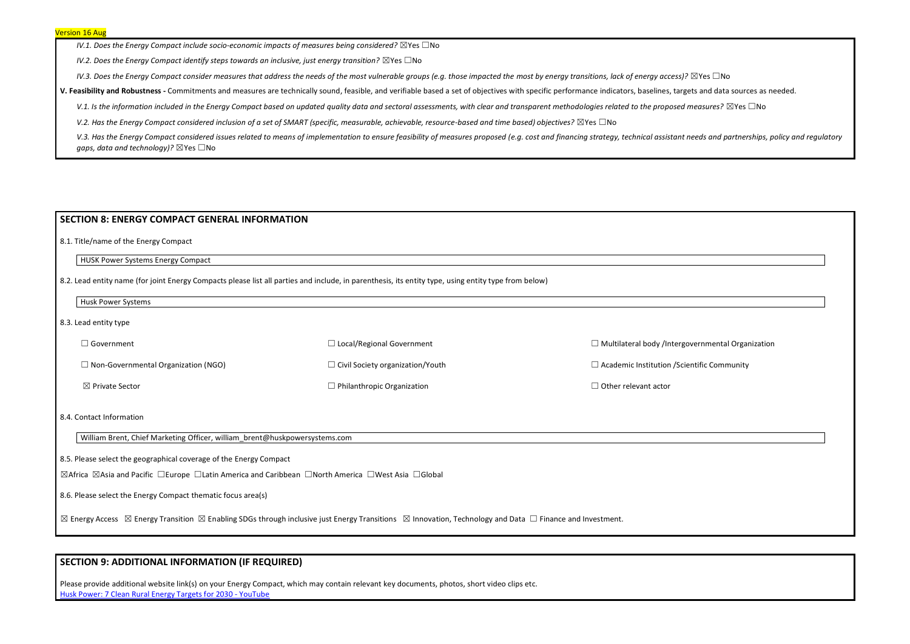Version 16 Aug

*IV.1. Does the Energy Compact include socio-economic impacts of measures being considered?* ☒Yes ☐No

*IV.2. Does the Energy Compact identify steps towards an inclusive, just energy transition?* ☒Yes ☐No

*IV.3. Does the Energy Compact consider measures that address the needs of the most vulnerable groups (e.g. those impacted the most by energy transitions, lack of energy access)?* ☒Yes ☐No

**V. Feasibility and Robustness -** Commitments and measures are technically sound, feasible, and verifiable based a set of objectives with specific performance indicators, baselines, targets and data sources as needed.

*V.1. Is the information included in the Energy Compact based on updated quality data and sectoral assessments, with clear and transparent methodologies related to the proposed measures?* ☒Yes ☐No

*V.2. Has the Energy Compact considered inclusion of a set of SMART (specific, measurable, achievable, resource-based and time based) objectives?* ☒Yes ☐No

*V.3. Has the Energy Compact considered issues related to means of implementation to ensure feasibility of measures proposed (e.g. cost and financing strategy, technical assistant needs and partnerships, policy and regulatory gaps, data and technology)?* ☒Yes ☐No

## SECTION 8: ENERGY COMPACT GENERAL INFORMATION

8.1. Title/name of the Energy Compact

HUSK Power Systems Energy Compact

8.2. Lead entity name (for joint Energy Compacts please list all parties and include, in parenthesis, its entity type, using entity type from below)

Husk Power Systems

8.3. Lead entity type

| | | |
|---|---|---|
| ☐ Government | ☐ Local/Regional Government | ☐ Multilateral body /Intergovernmental Organization |
| ☐ Non-Governmental Organization (NGO) | ☐ Civil Society organization/Youth | ☐ Academic Institution /Scientific Community |
| ☒ Private Sector | ☐ Philanthropic Organization | ☐ Other relevant actor |

8.4. Contact Information

William Brent, Chief Marketing Officer, william_brent@huskpowersystems.com

8.5. Please select the geographical coverage of the Energy Compact

☒Africa ☒Asia and Pacific ☐Europe ☐Latin America and Caribbean ☐North America ☐West Asia ☐Global

8.6. Please select the Energy Compact thematic focus area(s)

☒ Energy Access ☒ Energy Transition ☒ Enabling SDGs through inclusive just Energy Transitions ☒ Innovation, Technology and Data ☐ Finance and Investment.

## SECTION 9: ADDITIONAL INFORMATION (IF REQUIRED)

Please provide additional website link(s) on your Energy Compact, which may contain relevant key documents, photos, short video clips etc.
Husk Power: 7 Clean Rural Energy Targets for 2030 - YouTube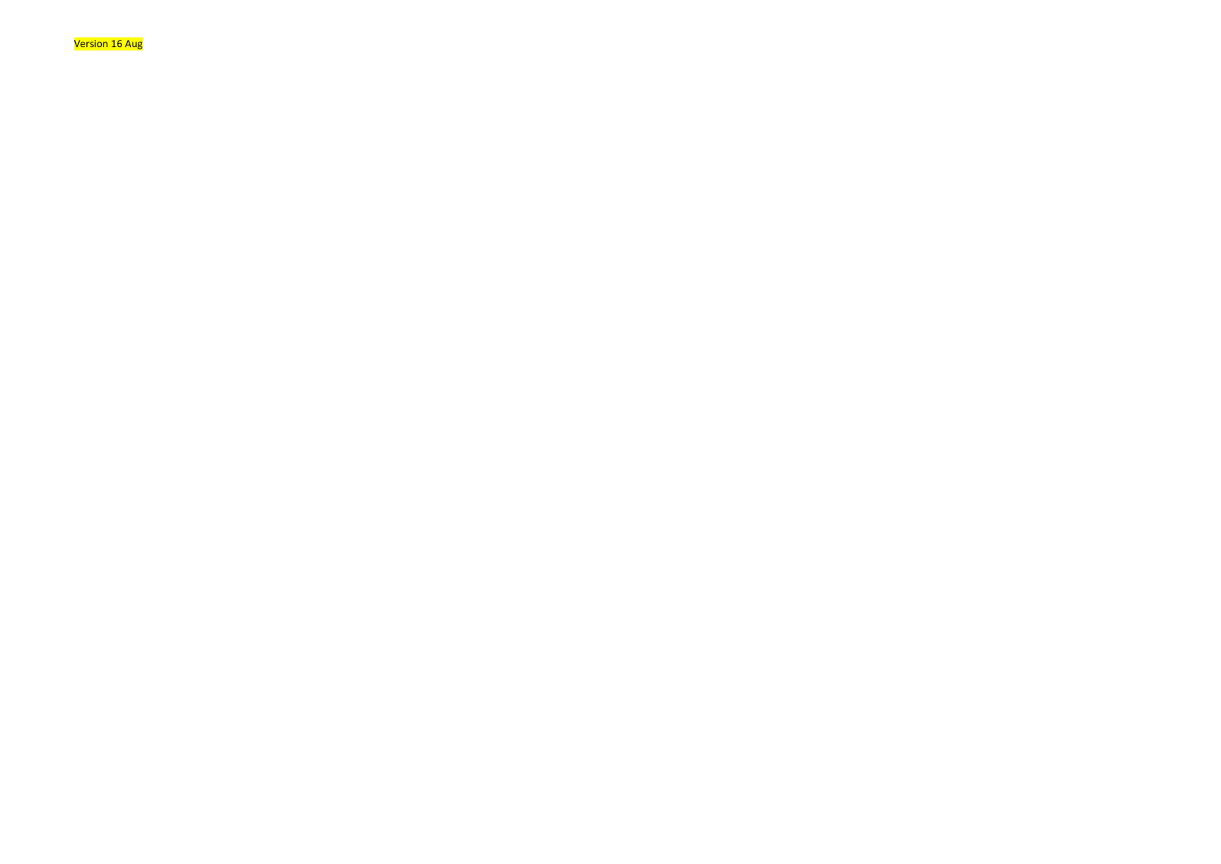Version 16 Aug